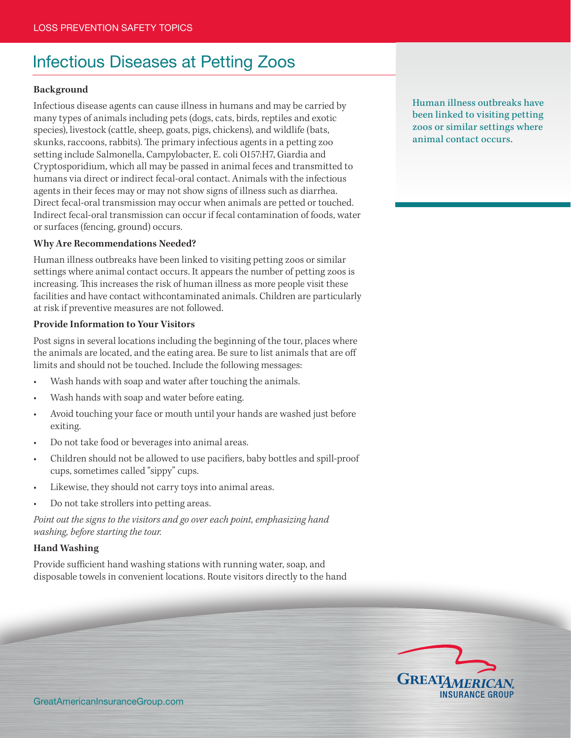LOSS PREVENTION SAFETY TOPICS

# Infectious Diseases at Petting Zoos

### Background

Infectious disease agents can cause illness in humans and may be carried by many types of animals including pets (dogs, cats, birds, reptiles and exotic species), livestock (cattle, sheep, goats, pigs, chickens), and wildlife (bats, skunks, raccoons, rabbits). The primary infectious agents in a petting zoo setting include Salmonella, Campylobacter, E. coli O157:H7, Giardia and Cryptosporidium, which all may be passed in animal feces and transmitted to humans via direct or indirect fecal-oral contact. Animals with the infectious agents in their feces may or may not show signs of illness such as diarrhea. Direct fecal-oral transmission may occur when animals are petted or touched. Indirect fecal-oral transmission can occur if fecal contamination of foods, water or surfaces (fencing, ground) occurs.

### Why Are Recommendations Needed?

Human illness outbreaks have been linked to visiting petting zoos or similar settings where animal contact occurs. It appears the number of petting zoos is increasing. This increases the risk of human illness as more people visit these facilities and have contact withcontaminated animals. Children are particularly at risk if preventive measures are not followed.

> Human illness outbreaks have been linked to visiting petting zoos or similar settings where animal contact occurs.

### Provide Information to Your Visitors

Post signs in several locations including the beginning of the tour, places where the animals are located, and the eating area. Be sure to list animals that are off limits and should not be touched. Include the following messages:

- Wash hands with soap and water after touching the animals.
- Wash hands with soap and water before eating.
- Avoid touching your face or mouth until your hands are washed just before exiting.
- Do not take food or beverages into animal areas.
- Children should not be allowed to use pacifiers, baby bottles and spill-proof cups, sometimes called "sippy" cups.
- Likewise, they should not carry toys into animal areas.
- Do not take strollers into petting areas.

*Point out the signs to the visitors and go over each point, emphasizing hand washing, before starting the tour.*

### Hand Washing

Provide sufficient hand washing stations with running water, soap, and disposable towels in convenient locations. Route visitors directly to the hand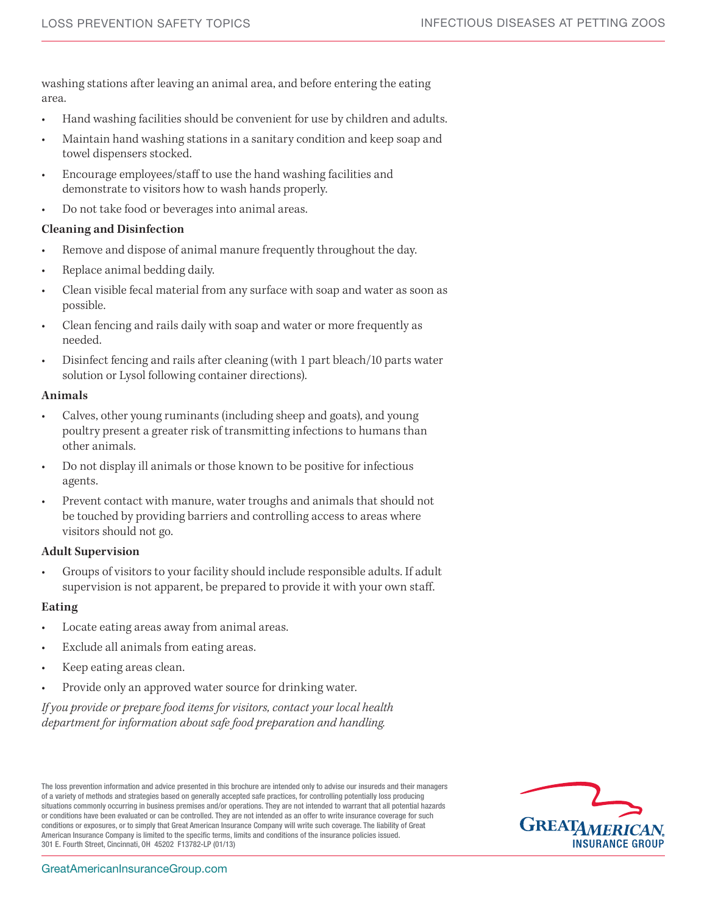washing stations after leaving an animal area, and before entering the eating area.

- Hand washing facilities should be convenient for use by children and adults.
- Maintain hand washing stations in a sanitary condition and keep soap and towel dispensers stocked.
- Encourage employees/staff to use the hand washing facilities and demonstrate to visitors how to wash hands properly.
- Do not take food or beverages into animal areas.

**Cleaning and Disinfection**

- Remove and dispose of animal manure frequently throughout the day.
- Replace animal bedding daily.
- Clean visible fecal material from any surface with soap and water as soon as possible.
- Clean fencing and rails daily with soap and water or more frequently as needed.
- Disinfect fencing and rails after cleaning (with 1 part bleach/10 parts water solution or Lysol following container directions).

**Animals**

- Calves, other young ruminants (including sheep and goats), and young poultry present a greater risk of transmitting infections to humans than other animals.
- Do not display ill animals or those known to be positive for infectious agents.
- Prevent contact with manure, water troughs and animals that should not be touched by providing barriers and controlling access to areas where visitors should not go.

**Adult Supervision**

- Groups of visitors to your facility should include responsible adults. If adult supervision is not apparent, be prepared to provide it with your own staff.

**Eating**

- Locate eating areas away from animal areas.
- Exclude all animals from eating areas.
- Keep eating areas clean.
- Provide only an approved water source for drinking water.

*If you provide or prepare food items for visitors, contact your local health department for information about safe food preparation and handling.*

The loss prevention information and advice presented in this brochure are intended only to advise our insureds and their managers of a variety of methods and strategies based on generally accepted safe practices, for controlling potentially loss producing situations commonly occurring in business premises and/or operations. They are not intended to warrant that all potential hazards or conditions have been evaluated or can be controlled. They are not intended as an offer to write insurance coverage for such conditions or exposures, or to simply that Great American Insurance Company will write such coverage. The liability of Great American Insurance Company is limited to the specific terms, limits and conditions of the insurance policies issued.
301 E. Fourth Street, Cincinnati, OH 45202 F13782-LP (01/13)

GREAT AMERICAN INSURANCE GROUP

GreatAmericanInsuranceGroup.com